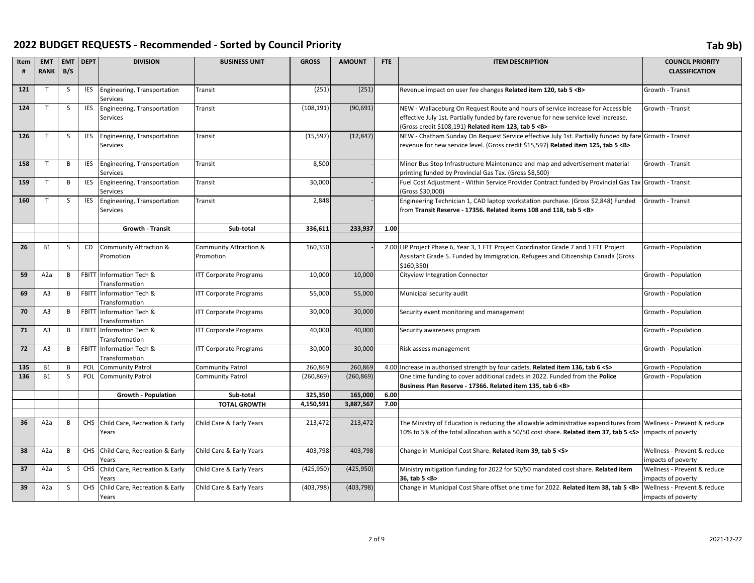# 2022 BUDGET REQUESTS - Recommended - Sorted by Council Priority

Tab 9b)

| Item # | EMT RANK | EMT B/S | DEPT | DIVISION | BUSINESS UNIT | GROSS | AMOUNT | FTE | ITEM DESCRIPTION | COUNCIL PRIORITY CLASSIFICATION |
|---|---|---|---|---|---|---|---|---|---|---|
| 121 | T | S | IES | Engineering, Transportation Services | Transit | (251) | (251) | | Revenue impact on user fee changes **Related item 120, tab 5 <B>** | Growth - Transit |
| 124 | T | S | IES | Engineering, Transportation Services | Transit | (108,191) | (90,691) | | NEW - Wallaceburg On Request Route and hours of service increase for Accessible effective July 1st. Partially funded by fare revenue for new service level increase. (Gross credit $108,191) **Related item 123, tab 5 <B>** | Growth - Transit |
| 126 | T | S | IES | Engineering, Transportation Services | Transit | (15,597) | (12,847) | | NEW - Chatham Sunday On Request Service effective July 1st. Partially funded by fare revenue for new service level. (Gross credit $15,597) **Related item 125, tab 5 <B>** | Growth - Transit |
| 158 | T | B | IES | Engineering, Transportation Services | Transit | 8,500 | - | | Minor Bus Stop Infrastructure Maintenance and map and advertisement material printing funded by Provincial Gas Tax. (Gross $8,500) | Growth - Transit |
| 159 | T | B | IES | Engineering, Transportation Services | Transit | 30,000 | - | | Fuel Cost Adjustment - Within Service Provider Contract funded by Provincial Gas Tax (Gross $30,000) | Growth - Transit |
| 160 | T | S | IES | Engineering, Transportation Services | Transit | 2,848 | - | | Engineering Technician 1, CAD laptop workstation purchase. (Gross $2,848) Funded from **Transit Reserve - 17356. Related items 108 and 118, tab 5 <B>** | Growth - Transit |
| | | | | **Growth - Transit** | **Sub-total** | **336,611** | **233,937** | **1.00** | | |
| | | | | | | | | | | |
| 26 | B1 | S | CD | Community Attraction & Promotion | Community Attraction & Promotion | 160,350 | - | 2.00 | LIP Project Phase 6, Year 3, 1 FTE Project Coordinator Grade 7 and 1 FTE Project Assistant Grade 5. Funded by Immigration, Refugees and Citizenship Canada (Gross $160,350) | Growth - Population |
| 59 | A2a | B | FBITT | Information Tech & Transformation | ITT Corporate Programs | 10,000 | 10,000 | | Cityview Integration Connector | Growth - Population |
| 69 | A3 | B | FBITT | Information Tech & Transformation | ITT Corporate Programs | 55,000 | 55,000 | | Municipal security audit | Growth - Population |
| 70 | A3 | B | FBITT | Information Tech & Transformation | ITT Corporate Programs | 30,000 | 30,000 | | Security event monitoring and management | Growth - Population |
| 71 | A3 | B | FBITT | Information Tech & Transformation | ITT Corporate Programs | 40,000 | 40,000 | | Security awareness program | Growth - Population |
| 72 | A3 | B | FBITT | Information Tech & Transformation | ITT Corporate Programs | 30,000 | 30,000 | | Risk assess management | Growth - Population |
| 135 | B1 | B | POL | Community Patrol | Community Patrol | 260,869 | 260,869 | 4.00 | Increase in authorised strength by four cadets. **Related item 136, tab 6 <S>** | Growth - Population |
| 136 | B1 | S | POL | Community Patrol | Community Patrol | (260,869) | (260,869) | | One time funding to cover additional cadets in 2022. Funded from the **Police Business Plan Reserve - 17366. Related item 135, tab 6 <B>** | Growth - Population |
| | | | | **Growth - Population** | **Sub-total** | **325,350** | **165,000** | **6.00** | | |
| | | | | | **TOTAL GROWTH** | **4,150,591** | **3,887,567** | **7.00** | | |
| | | | | | | | | | | |
| 36 | A2a | B | CHS | Child Care, Recreation & Early Years | Child Care & Early Years | 213,472 | 213,472 | | The Ministry of Education is reducing the allowable administrative expenditures from 10% to 5% of the total allocation with a 50/50 cost share. **Related item 37, tab 5 <S>** | Wellness - Prevent & reduce impacts of poverty |
| 38 | A2a | B | CHS | Child Care, Recreation & Early Years | Child Care & Early Years | 403,798 | 403,798 | | Change in Municipal Cost Share. **Related item 39, tab 5 <S>** | Wellness - Prevent & reduce impacts of poverty |
| 37 | A2a | S | CHS | Child Care, Recreation & Early Years | Child Care & Early Years | (425,950) | (425,950) | | Ministry mitigation funding for 2022 for 50/50 mandated cost share. **Related item 36, tab 5 <B>** | Wellness - Prevent & reduce impacts of poverty |
| 39 | A2a | S | CHS | Child Care, Recreation & Early Years | Child Care & Early Years | (403,798) | (403,798) | | Change in Municipal Cost Share offset one time for 2022. **Related item 38, tab 5 <B>** | Wellness - Prevent & reduce impacts of poverty |

2021-12-22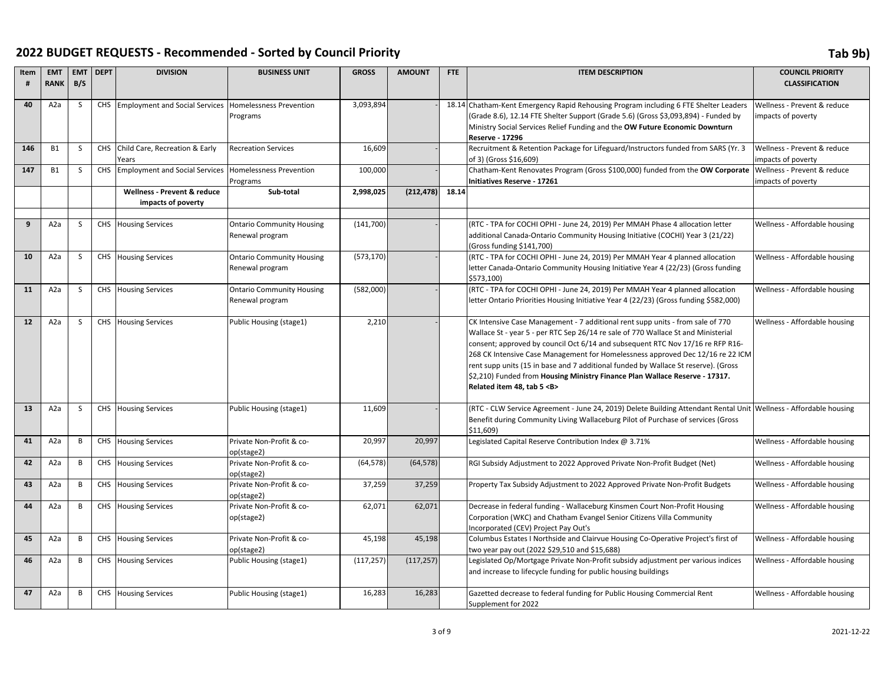## 2022 BUDGET REQUESTS - Recommended - Sorted by Council Priority

**Tab 9b)**

| Item # | EMT RANK | EMT B/S | DEPT | DIVISION | BUSINESS UNIT | GROSS | AMOUNT | FTE | ITEM DESCRIPTION | COUNCIL PRIORITY CLASSIFICATION |
|---|---|---|---|---|---|---|---|---|---|---|
| 40 | A2a | S | CHS | Employment and Social Services | Homelessness Prevention Programs | 3,093,894 | - | 18.14 | Chatham-Kent Emergency Rapid Rehousing Program including 6 FTE Shelter Leaders (Grade 8.6), 12.14 FTE Shelter Support (Grade 5.6) (Gross $3,093,894) - Funded by Ministry Social Services Relief Funding and the **OW Future Economic Downturn Reserve - 17296** | Wellness - Prevent & reduce impacts of poverty |
| 146 | B1 | S | CHS | Child Care, Recreation & Early Years | Recreation Services | 16,609 | - | | Recruitment & Retention Package for Lifeguard/Instructors funded from SARS (Yr. 3 of 3) (Gross $16,609) | Wellness - Prevent & reduce impacts of poverty |
| 147 | B1 | S | CHS | Employment and Social Services | Homelessness Prevention Programs | 100,000 | - | | Chatham-Kent Renovates Program (Gross $100,000) funded from the **OW Corporate Initiatives Reserve - 17261** | Wellness - Prevent & reduce impacts of poverty |
| | | | | **Wellness - Prevent & reduce impacts of poverty** | **Sub-total** | **2,998,025** | **(212,478)** | **18.14** | | |
| | | | | | | | | | | |
| 9 | A2a | S | CHS | Housing Services | Ontario Community Housing Renewal program | (141,700) | - | | (RTC - TPA for COCHI OPHI - June 24, 2019) Per MMAH Phase 4 allocation letter additional Canada-Ontario Community Housing Initiative (COCHI) Year 3 (21/22) (Gross funding $141,700) | Wellness - Affordable housing |
| 10 | A2a | S | CHS | Housing Services | Ontario Community Housing Renewal program | (573,170) | - | | (RTC - TPA for COCHI OPHI - June 24, 2019) Per MMAH Year 4 planned allocation letter Canada-Ontario Community Housing Initiative Year 4 (22/23) (Gross funding $573,100) | Wellness - Affordable housing |
| 11 | A2a | S | CHS | Housing Services | Ontario Community Housing Renewal program | (582,000) | - | | (RTC - TPA for COCHI OPHI - June 24, 2019) Per MMAH Year 4 planned allocation letter Ontario Priorities Housing Initiative Year 4 (22/23) (Gross funding $582,000) | Wellness - Affordable housing |
| 12 | A2a | S | CHS | Housing Services | Public Housing (stage1) | 2,210 | - | | CK Intensive Case Management - 7 additional rent supp units - from sale of 770 Wallace St - year 5 - per RTC Sep 26/14 re sale of 770 Wallace St and Ministerial consent; approved by council Oct 6/14 and subsequent RTC Nov 17/16 re RFP R16-268 CK Intensive Case Management for Homelessness approved Dec 12/16 re 22 ICM rent supp units (15 in base and 7 additional funded by Wallace St reserve). (Gross $2,210) Funded from **Housing Ministry Finance Plan Wallace Reserve - 17317. Related item 48, tab 5 <B>** | Wellness - Affordable housing |
| 13 | A2a | S | CHS | Housing Services | Public Housing (stage1) | 11,609 | - | | (RTC - CLW Service Agreement - June 24, 2019) Delete Building Attendant Rental Unit Benefit during Community Living Wallaceburg Pilot of Purchase of services (Gross $11,609) | Wellness - Affordable housing |
| 41 | A2a | B | CHS | Housing Services | Private Non-Profit & co-op(stage2) | 20,997 | 20,997 | | Legislated Capital Reserve Contribution Index @ 3.71% | Wellness - Affordable housing |
| 42 | A2a | B | CHS | Housing Services | Private Non-Profit & co-op(stage2) | (64,578) | (64,578) | | RGI Subsidy Adjustment to 2022 Approved Private Non-Profit Budget (Net) | Wellness - Affordable housing |
| 43 | A2a | B | CHS | Housing Services | Private Non-Profit & co-op(stage2) | 37,259 | 37,259 | | Property Tax Subsidy Adjustment to 2022 Approved Private Non-Profit Budgets | Wellness - Affordable housing |
| 44 | A2a | B | CHS | Housing Services | Private Non-Profit & co-op(stage2) | 62,071 | 62,071 | | Decrease in federal funding - Wallaceburg Kinsmen Court Non-Profit Housing Corporation (WKC) and Chatham Evangel Senior Citizens Villa Community Incorporated (CEV) Project Pay Out's | Wellness - Affordable housing |
| 45 | A2a | B | CHS | Housing Services | Private Non-Profit & co-op(stage2) | 45,198 | 45,198 | | Columbus Estates I Northside and Clairvue Housing Co-Operative Project's first of two year pay out (2022 $29,510 and $15,688) | Wellness - Affordable housing |
| 46 | A2a | B | CHS | Housing Services | Public Housing (stage1) | (117,257) | (117,257) | | Legislated Op/Mortgage Private Non-Profit subsidy adjustment per various indices and increase to lifecycle funding for public housing buildings | Wellness - Affordable housing |
| 47 | A2a | B | CHS | Housing Services | Public Housing (stage1) | 16,283 | 16,283 | | Gazetted decrease to federal funding for Public Housing Commercial Rent Supplement for 2022 | Wellness - Affordable housing |

2021-12-22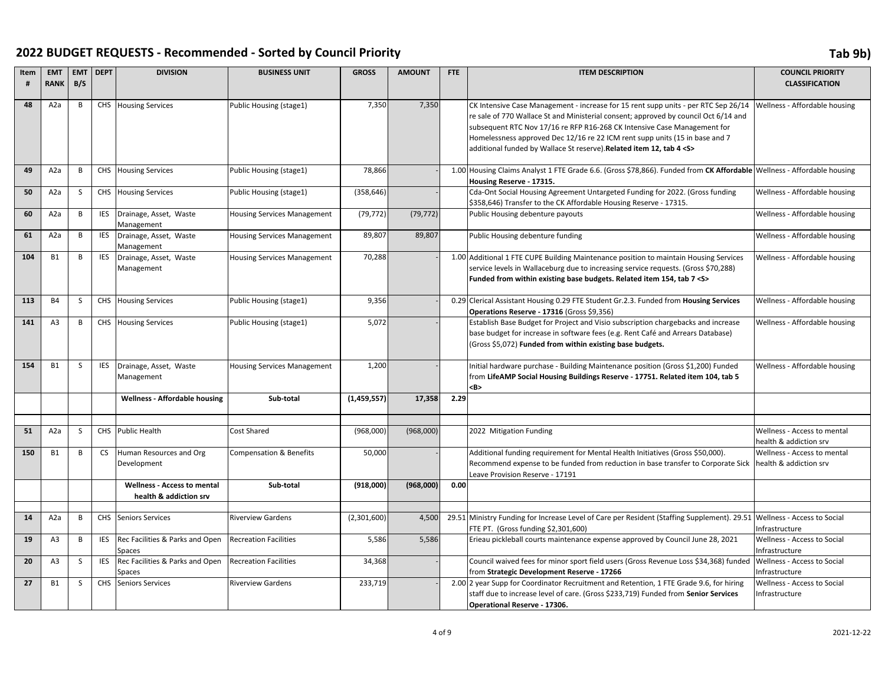# 2022 BUDGET REQUESTS - Recommended - Sorted by Council Priority

**Tab 9b)**

| Item # | EMT RANK | EMT B/S | DEPT | DIVISION | BUSINESS UNIT | GROSS | AMOUNT | FTE | ITEM DESCRIPTION | COUNCIL PRIORITY CLASSIFICATION |
|---|---|---|---|---|---|---|---|---|---|---|
| 48 | A2a | B | CHS | Housing Services | Public Housing (stage1) | 7,350 | 7,350 | | CK Intensive Case Management - increase for 15 rent supp units - per RTC Sep 26/14 re sale of 770 Wallace St and Ministerial consent; approved by council Oct 6/14 and subsequent RTC Nov 17/16 re RFP R16-268 CK Intensive Case Management for Homelessness approved Dec 12/16 re 22 ICM rent supp units (15 in base and 7 additional funded by Wallace St reserve).**Related item 12, tab 4 <S>** | Wellness - Affordable housing |
| 49 | A2a | B | CHS | Housing Services | Public Housing (stage1) | 78,866 | - | 1.00 | Housing Claims Analyst 1 FTE Grade 6.6. (Gross $78,866). Funded from **CK Affordable Housing Reserve - 17315.** | Wellness - Affordable housing |
| 50 | A2a | S | CHS | Housing Services | Public Housing (stage1) | (358,646) | - | | Cda-Ont Social Housing Agreement Untargeted Funding for 2022. (Gross funding $358,646) Transfer to the CK Affordable Housing Reserve - 17315. | Wellness - Affordable housing |
| 60 | A2a | B | IES | Drainage, Asset, Waste Management | Housing Services Management | (79,772) | (79,772) | | Public Housing debenture payouts | Wellness - Affordable housing |
| 61 | A2a | B | IES | Drainage, Asset, Waste Management | Housing Services Management | 89,807 | 89,807 | | Public Housing debenture funding | Wellness - Affordable housing |
| 104 | B1 | B | IES | Drainage, Asset, Waste Management | Housing Services Management | 70,288 | - | 1.00 | Additional 1 FTE CUPE Building Maintenance position to maintain Housing Services service levels in Wallaceburg due to increasing service requests. (Gross $70,288) **Funded from within existing base budgets. Related item 154, tab 7 <S>** | Wellness - Affordable housing |
| 113 | B4 | S | CHS | Housing Services | Public Housing (stage1) | 9,356 | - | 0.29 | Clerical Assistant Housing 0.29 FTE Student Gr.2.3. Funded from **Housing Services Operations Reserve - 17316** (Gross $9,356) | Wellness - Affordable housing |
| 141 | A3 | B | CHS | Housing Services | Public Housing (stage1) | 5,072 | - | | Establish Base Budget for Project and Visio subscription chargebacks and increase base budget for increase in software fees (e.g. Rent Café and Arrears Database) (Gross $5,072) **Funded from within existing base budgets.** | Wellness - Affordable housing |
| 154 | B1 | S | IES | Drainage, Asset, Waste Management | Housing Services Management | 1,200 | - | | Initial hardware purchase - Building Maintenance position (Gross $1,200) Funded from **LifeAMP Social Housing Buildings Reserve - 17751. Related item 104, tab 5 <B>** | Wellness - Affordable housing |
| | | | | **Wellness - Affordable housing** | **Sub-total** | **(1,459,557)** | **17,358** | **2.29** | | |
| | | | | | | | | | | |
| 51 | A2a | S | CHS | Public Health | Cost Shared | (968,000) | (968,000) | | 2022 Mitigation Funding | Wellness - Access to mental health & addiction srv |
| 150 | B1 | B | CS | Human Resources and Org Development | Compensation & Benefits | 50,000 | - | | Additional funding requirement for Mental Health Initiatives (Gross $50,000). Recommend expense to be funded from reduction in base transfer to Corporate Sick Leave Provision Reserve - 17191 | Wellness - Access to mental health & addiction srv |
| | | | | **Wellness - Access to mental health & addiction srv** | **Sub-total** | **(918,000)** | **(968,000)** | **0.00** | | |
| | | | | | | | | | | |
| 14 | A2a | B | CHS | Seniors Services | Riverview Gardens | (2,301,600) | 4,500 | 29.51 | Ministry Funding for Increase Level of Care per Resident (Staffing Supplement). 29.51 FTE PT. (Gross funding $2,301,600) | Wellness - Access to Social Infrastructure |
| 19 | A3 | B | IES | Rec Facilities & Parks and Open Spaces | Recreation Facilities | 5,586 | 5,586 | | Erieau pickleball courts maintenance expense approved by Council June 28, 2021 | Wellness - Access to Social Infrastructure |
| 20 | A3 | S | IES | Rec Facilities & Parks and Open Spaces | Recreation Facilities | 34,368 | - | | Council waived fees for minor sport field users (Gross Revenue Loss $34,368) funded from **Strategic Development Reserve - 17266** | Wellness - Access to Social Infrastructure |
| 27 | B1 | S | CHS | Seniors Services | Riverview Gardens | 233,719 | - | 2.00 | 2 year Supp for Coordinator Recruitment and Retention, 1 FTE Grade 9.6, for hiring staff due to increase level of care. (Gross $233,719) Funded from **Senior Services Operational Reserve - 17306.** | Wellness - Access to Social Infrastructure |

2021-12-22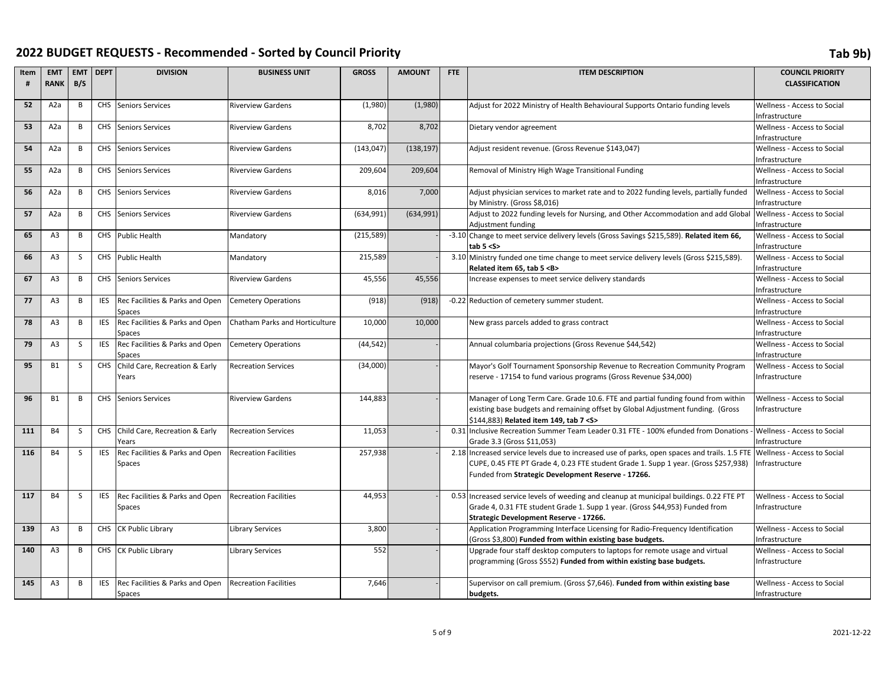# 2022 BUDGET REQUESTS - Recommended - Sorted by Council Priority

**Tab 9b)**

| Item # | EMT RANK | EMT B/S | DEPT | DIVISION | BUSINESS UNIT | GROSS | AMOUNT | FTE | ITEM DESCRIPTION | COUNCIL PRIORITY CLASSIFICATION |
|---|---|---|---|---|---|---|---|---|---|---|
| **52** | A2a | B | CHS | Seniors Services | Riverview Gardens | (1,980) | (1,980) | | Adjust for 2022 Ministry of Health Behavioural Supports Ontario funding levels | Wellness - Access to Social Infrastructure |
| **53** | A2a | B | CHS | Seniors Services | Riverview Gardens | 8,702 | 8,702 | | Dietary vendor agreement | Wellness - Access to Social Infrastructure |
| **54** | A2a | B | CHS | Seniors Services | Riverview Gardens | (143,047) | (138,197) | | Adjust resident revenue. (Gross Revenue $143,047) | Wellness - Access to Social Infrastructure |
| **55** | A2a | B | CHS | Seniors Services | Riverview Gardens | 209,604 | 209,604 | | Removal of Ministry High Wage Transitional Funding | Wellness - Access to Social Infrastructure |
| **56** | A2a | B | CHS | Seniors Services | Riverview Gardens | 8,016 | 7,000 | | Adjust physician services to market rate and to 2022 funding levels, partially funded by Ministry. (Gross $8,016) | Wellness - Access to Social Infrastructure |
| **57** | A2a | B | CHS | Seniors Services | Riverview Gardens | (634,991) | (634,991) | | Adjust to 2022 funding levels for Nursing, and Other Accommodation and add Global Adjustment funding | Wellness - Access to Social Infrastructure |
| **65** | A3 | B | CHS | Public Health | Mandatory | (215,589) | - | -3.10 | Change to meet service delivery levels (Gross Savings $215,589). **Related item 66, tab 5 <S>** | Wellness - Access to Social Infrastructure |
| **66** | A3 | S | CHS | Public Health | Mandatory | 215,589 | - | 3.10 | Ministry funded one time change to meet service delivery levels (Gross $215,589). **Related item 65, tab 5 <B>** | Wellness - Access to Social Infrastructure |
| **67** | A3 | B | CHS | Seniors Services | Riverview Gardens | 45,556 | 45,556 | | Increase expenses to meet service delivery standards | Wellness - Access to Social Infrastructure |
| **77** | A3 | B | IES | Rec Facilities & Parks and Open Spaces | Cemetery Operations | (918) | (918) | -0.22 | Reduction of cemetery summer student. | Wellness - Access to Social Infrastructure |
| **78** | A3 | B | IES | Rec Facilities & Parks and Open Spaces | Chatham Parks and Horticulture | 10,000 | 10,000 | | New grass parcels added to grass contract | Wellness - Access to Social Infrastructure |
| **79** | A3 | S | IES | Rec Facilities & Parks and Open Spaces | Cemetery Operations | (44,542) | - | | Annual columbaria projections (Gross Revenue $44,542) | Wellness - Access to Social Infrastructure |
| **95** | B1 | S | CHS | Child Care, Recreation & Early Years | Recreation Services | (34,000) | - | | Mayor's Golf Tournament Sponsorship Revenue to Recreation Community Program reserve - 17154 to fund various programs (Gross Revenue $34,000) | Wellness - Access to Social Infrastructure |
| **96** | B1 | B | CHS | Seniors Services | Riverview Gardens | 144,883 | - | | Manager of Long Term Care. Grade 10.6. FTE and partial funding found from within existing base budgets and remaining offset by Global Adjustment funding. (Gross $144,883) **Related item 149, tab 7 <S>** | Wellness - Access to Social Infrastructure |
| **111** | B4 | S | CHS | Child Care, Recreation & Early Years | Recreation Services | 11,053 | - | 0.31 | Inclusive Recreation Summer Team Leader 0.31 FTE - 100% efunded from Donations - Grade 3.3 (Gross $11,053) | Wellness - Access to Social Infrastructure |
| **116** | B4 | S | IES | Rec Facilities & Parks and Open Spaces | Recreation Facilities | 257,938 | - | 2.18 | Increased service levels due to increased use of parks, open spaces and trails. 1.5 FTE CUPE, 0.45 FTE PT Grade 4, 0.23 FTE student Grade 1. Supp 1 year. (Gross $257,938) Funded from **Strategic Development Reserve - 17266.** | Wellness - Access to Social Infrastructure |
| **117** | B4 | S | IES | Rec Facilities & Parks and Open Spaces | Recreation Facilities | 44,953 | - | 0.53 | Increased service levels of weeding and cleanup at municipal buildings. 0.22 FTE PT Grade 4, 0.31 FTE student Grade 1. Supp 1 year. (Gross $44,953) Funded from **Strategic Development Reserve - 17266.** | Wellness - Access to Social Infrastructure |
| **139** | A3 | B | CHS | CK Public Library | Library Services | 3,800 | - | | Application Programming Interface Licensing for Radio-Frequency Identification (Gross $3,800) **Funded from within existing base budgets.** | Wellness - Access to Social Infrastructure |
| **140** | A3 | B | CHS | CK Public Library | Library Services | 552 | - | | Upgrade four staff desktop computers to laptops for remote usage and virtual programming (Gross $552) **Funded from within existing base budgets.** | Wellness - Access to Social Infrastructure |
| **145** | A3 | B | IES | Rec Facilities & Parks and Open Spaces | Recreation Facilities | 7,646 | - | | Supervisor on call premium. (Gross $7,646). **Funded from within existing base budgets.** | Wellness - Access to Social Infrastructure |

2021-12-22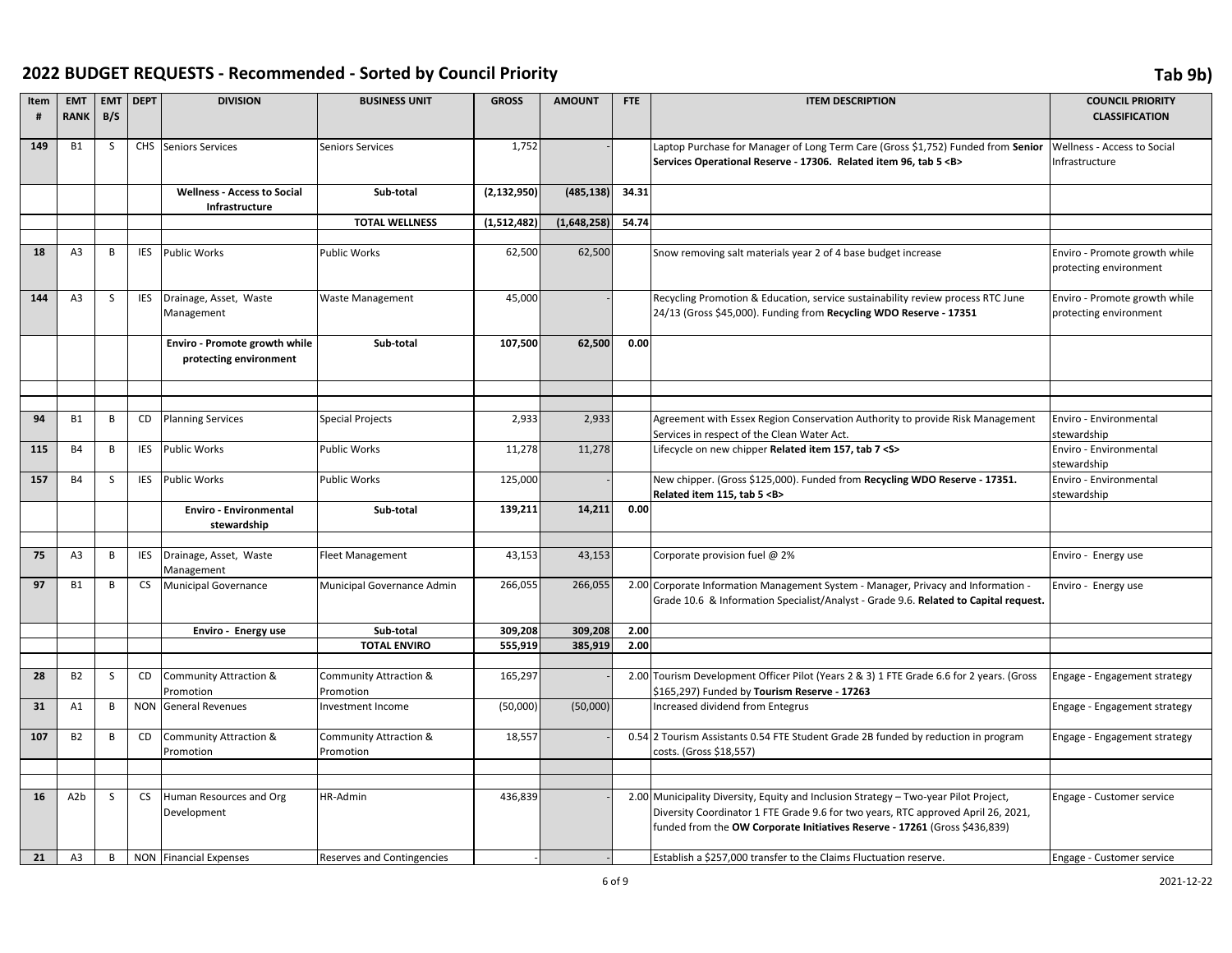# 2022 BUDGET REQUESTS - Recommended - Sorted by Council Priority

Tab 9b)

| Item # | EMT RANK | EMT B/S | DEPT | DIVISION | BUSINESS UNIT | GROSS | AMOUNT | FTE | ITEM DESCRIPTION | COUNCIL PRIORITY CLASSIFICATION |
|---|---|---|---|---|---|---|---|---|---|---|
| 149 | B1 | S | CHS | Seniors Services | Seniors Services | 1,752 | - | | Laptop Purchase for Manager of Long Term Care (Gross $1,752) Funded from **Senior Services Operational Reserve - 17306. Related item 96, tab 5 <B>** | Wellness - Access to Social Infrastructure |
| | | | | **Wellness - Access to Social Infrastructure** | **Sub-total** | **(2,132,950)** | **(485,138)** | **34.31** | | |
| | | | | | **TOTAL WELLNESS** | **(1,512,482)** | **(1,648,258)** | **54.74** | | |
| 18 | A3 | B | IES | Public Works | Public Works | 62,500 | 62,500 | | Snow removing salt materials year 2 of 4 base budget increase | Enviro - Promote growth while protecting environment |
| 144 | A3 | S | IES | Drainage, Asset, Waste Management | Waste Management | 45,000 | - | | Recycling Promotion & Education, service sustainability review process RTC June 24/13 (Gross $45,000). Funding from **Recycling WDO Reserve - 17351** | Enviro - Promote growth while protecting environment |
| | | | | **Enviro - Promote growth while protecting environment** | **Sub-total** | **107,500** | **62,500** | **0.00** | | |
| 94 | B1 | B | CD | Planning Services | Special Projects | 2,933 | 2,933 | | Agreement with Essex Region Conservation Authority to provide Risk Management Services in respect of the Clean Water Act. | Enviro - Environmental stewardship |
| 115 | B4 | B | IES | Public Works | Public Works | 11,278 | 11,278 | | Lifecycle on new chipper **Related item 157, tab 7 <S>** | Enviro - Environmental stewardship |
| 157 | B4 | S | IES | Public Works | Public Works | 125,000 | - | | New chipper. (Gross $125,000). Funded from **Recycling WDO Reserve - 17351. Related item 115, tab 5 <B>** | Enviro - Environmental stewardship |
| | | | | **Enviro - Environmental stewardship** | **Sub-total** | **139,211** | **14,211** | **0.00** | | |
| 75 | A3 | B | IES | Drainage, Asset, Waste Management | Fleet Management | 43,153 | 43,153 | | Corporate provision fuel @ 2% | Enviro - Energy use |
| 97 | B1 | B | CS | Municipal Governance | Municipal Governance Admin | 266,055 | 266,055 | 2.00 | Corporate Information Management System - Manager, Privacy and Information - Grade 10.6 & Information Specialist/Analyst - Grade 9.6. **Related to Capital request.** | Enviro - Energy use |
| | | | | **Enviro - Energy use** | **Sub-total** | **309,208** | **309,208** | **2.00** | | |
| | | | | | **TOTAL ENVIRO** | **555,919** | **385,919** | **2.00** | | |
| 28 | B2 | S | CD | Community Attraction & Promotion | Community Attraction & Promotion | 165,297 | - | 2.00 | Tourism Development Officer Pilot (Years 2 & 3) 1 FTE Grade 6.6 for 2 years. (Gross $165,297) Funded by **Tourism Reserve - 17263** | Engage - Engagement strategy |
| 31 | A1 | B | NON | General Revenues | Investment Income | (50,000) | (50,000) | | Increased dividend from Entegrus | Engage - Engagement strategy |
| 107 | B2 | B | CD | Community Attraction & Promotion | Community Attraction & Promotion | 18,557 | - | 0.54 | 2 Tourism Assistants 0.54 FTE Student Grade 2B funded by reduction in program costs. (Gross $18,557) | Engage - Engagement strategy |
| 16 | A2b | S | CS | Human Resources and Org Development | HR-Admin | 436,839 | - | 2.00 | Municipality Diversity, Equity and Inclusion Strategy – Two-year Pilot Project, Diversity Coordinator 1 FTE Grade 9.6 for two years, RTC approved April 26, 2021, funded from the **OW Corporate Initiatives Reserve - 17261** (Gross $436,839) | Engage - Customer service |
| 21 | A3 | B | NON | Financial Expenses | Reserves and Contingencies | - | - | | Establish a $257,000 transfer to the Claims Fluctuation reserve. | Engage - Customer service |

2021-12-22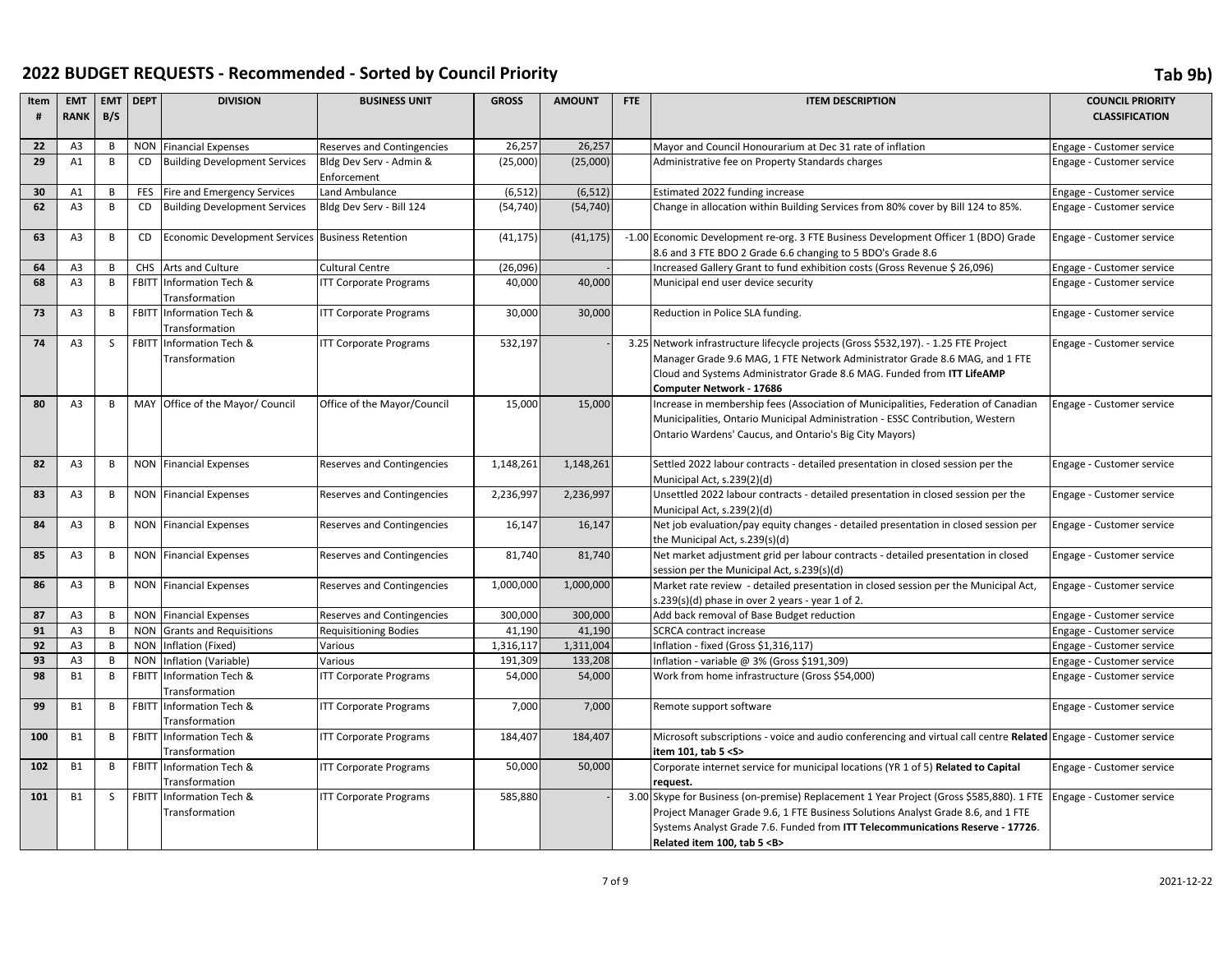# 2022 BUDGET REQUESTS - Recommended - Sorted by Council Priority

Tab 9b)

| Item # | EMT RANK | EMT B/S | DEPT | DIVISION | BUSINESS UNIT | GROSS | AMOUNT | FTE | ITEM DESCRIPTION | COUNCIL PRIORITY CLASSIFICATION |
|---|---|---|---|---|---|---|---|---|---|---|
| 22 | A3 | B | NON | Financial Expenses | Reserves and Contingencies | 26,257 | 26,257 | | Mayor and Council Honourarium at Dec 31 rate of inflation | Engage - Customer service |
| 29 | A1 | B | CD | Building Development Services | Bldg Dev Serv - Admin & Enforcement | (25,000) | (25,000) | | Administrative fee on Property Standards charges | Engage - Customer service |
| 30 | A1 | B | FES | Fire and Emergency Services | Land Ambulance | (6,512) | (6,512) | | Estimated 2022 funding increase | Engage - Customer service |
| 62 | A3 | B | CD | Building Development Services | Bldg Dev Serv - Bill 124 | (54,740) | (54,740) | | Change in allocation within Building Services from 80% cover by Bill 124 to 85%. | Engage - Customer service |
| 63 | A3 | B | CD | Economic Development Services | Business Retention | (41,175) | (41,175) | -1.00 | Economic Development re-org. 3 FTE Business Development Officer 1 (BDO) Grade 8.6 and 3 FTE BDO 2 Grade 6.6 changing to 5 BDO's Grade 8.6 | Engage - Customer service |
| 64 | A3 | B | CHS | Arts and Culture | Cultural Centre | (26,096) | - | | Increased Gallery Grant to fund exhibition costs (Gross Revenue $ 26,096) | Engage - Customer service |
| 68 | A3 | B | FBITT | Information Tech & Transformation | ITT Corporate Programs | 40,000 | 40,000 | | Municipal end user device security | Engage - Customer service |
| 73 | A3 | B | FBITT | Information Tech & Transformation | ITT Corporate Programs | 30,000 | 30,000 | | Reduction in Police SLA funding. | Engage - Customer service |
| 74 | A3 | S | FBITT | Information Tech & Transformation | ITT Corporate Programs | 532,197 | - | 3.25 | Network infrastructure lifecycle projects (Gross $532,197). - 1.25 FTE Project Manager Grade 9.6 MAG, 1 FTE Network Administrator Grade 8.6 MAG, and 1 FTE Cloud and Systems Administrator Grade 8.6 MAG. Funded from **ITT LifeAMP Computer Network - 17686** | Engage - Customer service |
| 80 | A3 | B | MAY | Office of the Mayor/ Council | Office of the Mayor/Council | 15,000 | 15,000 | | Increase in membership fees (Association of Municipalities, Federation of Canadian Municipalities, Ontario Municipal Administration - ESSC Contribution, Western Ontario Wardens' Caucus, and Ontario's Big City Mayors) | Engage - Customer service |
| 82 | A3 | B | NON | Financial Expenses | Reserves and Contingencies | 1,148,261 | 1,148,261 | | Settled 2022 labour contracts - detailed presentation in closed session per the Municipal Act, s.239(2)(d) | Engage - Customer service |
| 83 | A3 | B | NON | Financial Expenses | Reserves and Contingencies | 2,236,997 | 2,236,997 | | Unsettled 2022 labour contracts - detailed presentation in closed session per the Municipal Act, s.239(2)(d) | Engage - Customer service |
| 84 | A3 | B | NON | Financial Expenses | Reserves and Contingencies | 16,147 | 16,147 | | Net job evaluation/pay equity changes - detailed presentation in closed session per the Municipal Act, s.239(s)(d) | Engage - Customer service |
| 85 | A3 | B | NON | Financial Expenses | Reserves and Contingencies | 81,740 | 81,740 | | Net market adjustment grid per labour contracts - detailed presentation in closed session per the Municipal Act, s.239(s)(d) | Engage - Customer service |
| 86 | A3 | B | NON | Financial Expenses | Reserves and Contingencies | 1,000,000 | 1,000,000 | | Market rate review - detailed presentation in closed session per the Municipal Act, s.239(s)(d) phase in over 2 years - year 1 of 2. | Engage - Customer service |
| 87 | A3 | B | NON | Financial Expenses | Reserves and Contingencies | 300,000 | 300,000 | | Add back removal of Base Budget reduction | Engage - Customer service |
| 91 | A3 | B | NON | Grants and Requisitions | Requisitioning Bodies | 41,190 | 41,190 | | SCRCA contract increase | Engage - Customer service |
| 92 | A3 | B | NON | Inflation (Fixed) | Various | 1,316,117 | 1,311,004 | | Inflation - fixed (Gross $1,316,117) | Engage - Customer service |
| 93 | A3 | B | NON | Inflation (Variable) | Various | 191,309 | 133,208 | | Inflation - variable @ 3% (Gross $191,309) | Engage - Customer service |
| 98 | B1 | B | FBITT | Information Tech & Transformation | ITT Corporate Programs | 54,000 | 54,000 | | Work from home infrastructure (Gross $54,000) | Engage - Customer service |
| 99 | B1 | B | FBITT | Information Tech & Transformation | ITT Corporate Programs | 7,000 | 7,000 | | Remote support software | Engage - Customer service |
| 100 | B1 | B | FBITT | Information Tech & Transformation | ITT Corporate Programs | 184,407 | 184,407 | | Microsoft subscriptions - voice and audio conferencing and virtual call centre **Related item 101, tab 5 <S>** | Engage - Customer service |
| 102 | B1 | B | FBITT | Information Tech & Transformation | ITT Corporate Programs | 50,000 | 50,000 | | Corporate internet service for municipal locations (YR 1 of 5) **Related to Capital request.** | Engage - Customer service |
| 101 | B1 | S | FBITT | Information Tech & Transformation | ITT Corporate Programs | 585,880 | - | 3.00 | Skype for Business (on-premise) Replacement 1 Year Project (Gross $585,880). 1 FTE Project Manager Grade 9.6, 1 FTE Business Solutions Analyst Grade 8.6, and 1 FTE Systems Analyst Grade 7.6. Funded from **ITT Telecommunications Reserve - 17726**. **Related item 100, tab 5 <B>** | Engage - Customer service |

2021-12-22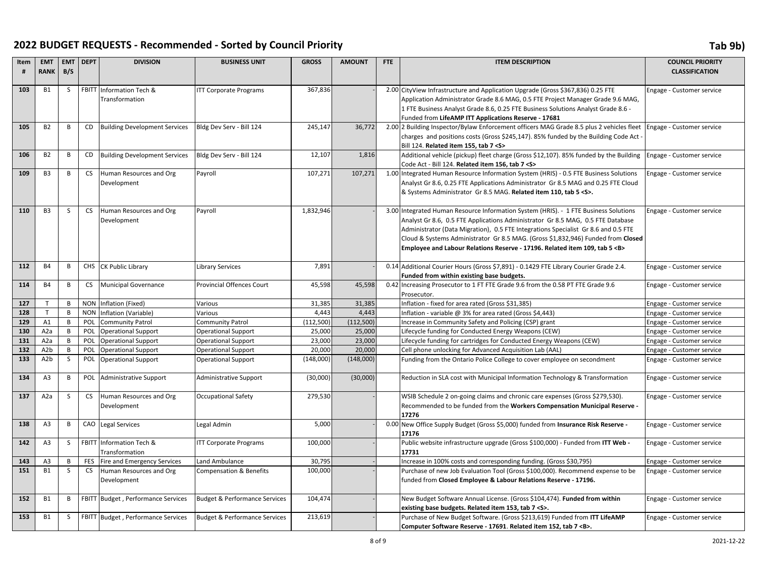# 2022 BUDGET REQUESTS - Recommended - Sorted by Council Priority

**Tab 9b)**

| Item # | EMT RANK | EMT B/S | DEPT | DIVISION | BUSINESS UNIT | GROSS | AMOUNT | FTE | ITEM DESCRIPTION | COUNCIL PRIORITY CLASSIFICATION |
|---|---|---|---|---|---|---|---|---|---|---|
| **103** | B1 | S | FBITT | Information Tech & Transformation | ITT Corporate Programs | 367,836 | - | 2.00 | CityView Infrastructure and Application Upgrade (Gross $367,836) 0.25 FTE Application Administrator Grade 8.6 MAG, 0.5 FTE Project Manager Grade 9.6 MAG, 1 FTE Business Analyst Grade 8.6, 0.25 FTE Business Solutions Analyst Grade 8.6 - Funded from **LifeAMP ITT Applications Reserve - 17681** | Engage - Customer service |
| **105** | B2 | B | CD | Building Development Services | Bldg Dev Serv - Bill 124 | 245,147 | 36,772 | 2.00 | 2 Building Inspector/Bylaw Enforcement officers MAG Grade 8.5 plus 2 vehicles fleet charges and positions costs (Gross $245,147). 85% funded by the Building Code Act - Bill 124. **Related item 155, tab 7 <S>** | Engage - Customer service |
| **106** | B2 | B | CD | Building Development Services | Bldg Dev Serv - Bill 124 | 12,107 | 1,816 | | Additional vehicle (pickup) fleet charge (Gross $12,107). 85% funded by the Building Code Act - Bill 124. **Related item 156, tab 7 <S>** | Engage - Customer service |
| **109** | B3 | B | CS | Human Resources and Org Development | Payroll | 107,271 | 107,271 | 1.00 | Integrated Human Resource Information System (HRIS) - 0.5 FTE Business Solutions Analyst Gr 8.6, 0.25 FTE Applications Administrator Gr 8.5 MAG and 0.25 FTE Cloud & Systems Administrator Gr 8.5 MAG. **Related item 110, tab 5 <S>.** | Engage - Customer service |
| **110** | B3 | S | CS | Human Resources and Org Development | Payroll | 1,832,946 | - | 3.00 | Integrated Human Resource Information System (HRIS). - 1 FTE Business Solutions Analyst Gr 8.6, 0.5 FTE Applications Administrator Gr 8.5 MAG, 0.5 FTE Database Administrator (Data Migration), 0.5 FTE Integrations Specialist Gr 8.6 and 0.5 FTE Cloud & Systems Administrator Gr 8.5 MAG. (Gross $1,832,946) Funded from **Closed Employee and Labour Relations Reserve - 17196. Related item 109, tab 5 <B>** | Engage - Customer service |
| **112** | B4 | B | CHS | CK Public Library | Library Services | 7,891 | - | 0.14 | Additional Courier Hours (Gross $7,891) - 0.1429 FTE Library Courier Grade 2.4. **Funded from within existing base budgets.** | Engage - Customer service |
| **114** | B4 | B | CS | Municipal Governance | Provincial Offences Court | 45,598 | 45,598 | 0.42 | Increasing Prosecutor to 1 FT FTE Grade 9.6 from the 0.58 PT FTE Grade 9.6 Prosecutor. | Engage - Customer service |
| **127** | T | B | NON | Inflation (Fixed) | Various | 31,385 | 31,385 | | Inflation - fixed for area rated (Gross $31,385) | Engage - Customer service |
| **128** | T | B | NON | Inflation (Variable) | Various | 4,443 | 4,443 | | Inflation - variable @ 3% for area rated (Gross $4,443) | Engage - Customer service |
| **129** | A1 | B | POL | Community Patrol | Community Patrol | (112,500) | (112,500) | | Increase in Community Safety and Policing (CSP) grant | Engage - Customer service |
| **130** | A2a | B | POL | Operational Support | Operational Support | 25,000 | 25,000 | | Lifecycle funding for Conducted Energy Weapons (CEW) | Engage - Customer service |
| **131** | A2a | B | POL | Operational Support | Operational Support | 23,000 | 23,000 | | Lifecycle funding for cartridges for Conducted Energy Weapons (CEW) | Engage - Customer service |
| **132** | A2b | B | POL | Operational Support | Operational Support | 20,000 | 20,000 | | Cell phone unlocking for Advanced Acquisition Lab (AAL) | Engage - Customer service |
| **133** | A2b | S | POL | Operational Support | Operational Support | (148,000) | (148,000) | | Funding from the Ontario Police College to cover employee on secondment | Engage - Customer service |
| **134** | A3 | B | POL | Administrative Support | Administrative Support | (30,000) | (30,000) | | Reduction in SLA cost with Municipal Information Technology & Transformation | Engage - Customer service |
| **137** | A2a | S | CS | Human Resources and Org Development | Occupational Safety | 279,530 | - | | WSIB Schedule 2 on-going claims and chronic care expenses (Gross $279,530). Recommended to be funded from the **Workers Compensation Municipal Reserve - 17276** | Engage - Customer service |
| **138** | A3 | B | CAO | Legal Services | Legal Admin | 5,000 | - | 0.00 | New Office Supply Budget (Gross $5,000) funded from **Insurance Risk Reserve - 17176** | Engage - Customer service |
| **142** | A3 | S | FBITT | Information Tech & Transformation | ITT Corporate Programs | 100,000 | - | | Public website infrastructure upgrade (Gross $100,000) - Funded from **ITT Web - 17731** | Engage - Customer service |
| **143** | A3 | B | FES | Fire and Emergency Services | Land Ambulance | 30,795 | - | | Increase in 100% costs and corresponding funding. (Gross $30,795) | Engage - Customer service |
| **151** | B1 | S | CS | Human Resources and Org Development | Compensation & Benefits | 100,000 | - | | Purchase of new Job Evaluation Tool (Gross $100,000). Recommend expense to be funded from **Closed Employee & Labour Relations Reserve - 17196.** | Engage - Customer service |
| **152** | B1 | B | FBITT | Budget , Performance Services | Budget & Performance Services | 104,474 | - | | New Budget Software Annual License. (Gross $104,474). **Funded from within existing base budgets. Related item 153, tab 7 <S>.** | Engage - Customer service |
| **153** | B1 | S | FBITT | Budget , Performance Services | Budget & Performance Services | 213,619 | - | | Purchase of New Budget Software. (Gross $213,619) Funded from **ITT LifeAMP Computer Software Reserve - 17691**. **Related item 152, tab 7 <B>.** | Engage - Customer service |

2021-12-22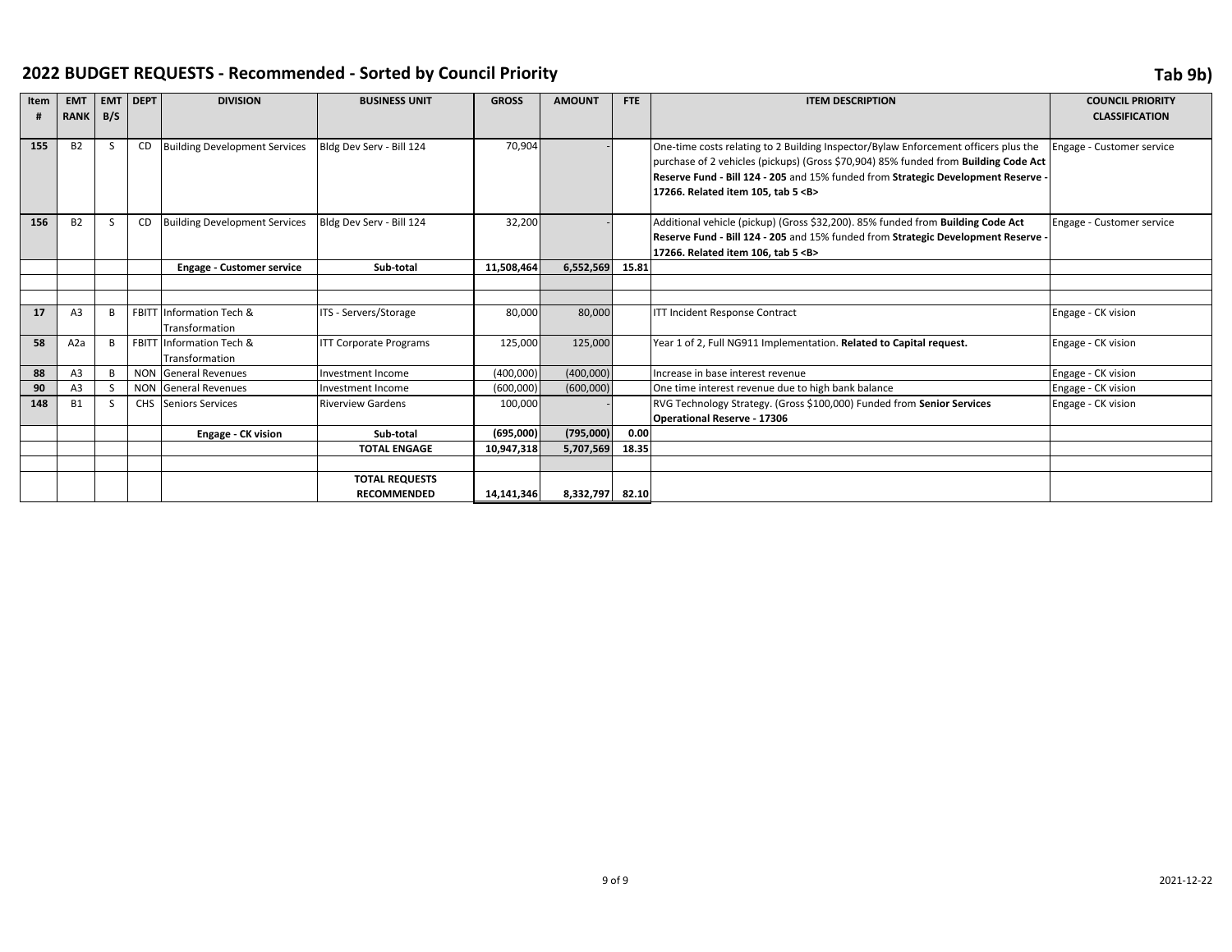# 2022 BUDGET REQUESTS - Recommended - Sorted by Council Priority

Tab 9b)

| Item # | EMT RANK | EMT B/S | DEPT | DIVISION | BUSINESS UNIT | GROSS | AMOUNT | FTE | ITEM DESCRIPTION | COUNCIL PRIORITY CLASSIFICATION |
|---|---|---|---|---|---|---|---|---|---|---|
| 155 | B2 | S | CD | Building Development Services | Bldg Dev Serv - Bill 124 | 70,904 | - | | One-time costs relating to 2 Building Inspector/Bylaw Enforcement officers plus the purchase of 2 vehicles (pickups) (Gross $70,904) 85% funded from **Building Code Act Reserve Fund - Bill 124 - 205** and 15% funded from **Strategic Development Reserve - 17266. Related item 105, tab 5 <B>** | Engage - Customer service |
| 156 | B2 | S | CD | Building Development Services | Bldg Dev Serv - Bill 124 | 32,200 | - | | Additional vehicle (pickup) (Gross $32,200). 85% funded from **Building Code Act Reserve Fund - Bill 124 - 205** and 15% funded from **Strategic Development Reserve - 17266. Related item 106, tab 5 <B>** | Engage - Customer service |
| | | | | **Engage - Customer service** | **Sub-total** | **11,508,464** | **6,552,569** | **15.81** | | |
| | | | | | | | | | | |
| | | | | | | | | | | |
| 17 | A3 | B | FBITT | Information Tech & Transformation | ITS - Servers/Storage | 80,000 | 80,000 | | ITT Incident Response Contract | Engage - CK vision |
| 58 | A2a | B | FBITT | Information Tech & Transformation | ITT Corporate Programs | 125,000 | 125,000 | | Year 1 of 2, Full NG911 Implementation. **Related to Capital request.** | Engage - CK vision |
| 88 | A3 | B | NON | General Revenues | Investment Income | (400,000) | (400,000) | | Increase in base interest revenue | Engage - CK vision |
| 90 | A3 | S | NON | General Revenues | Investment Income | (600,000) | (600,000) | | One time interest revenue due to high bank balance | Engage - CK vision |
| 148 | B1 | S | CHS | Seniors Services | Riverview Gardens | 100,000 | - | | RVG Technology Strategy. (Gross $100,000) Funded from **Senior Services Operational Reserve - 17306** | Engage - CK vision |
| | | | | **Engage - CK vision** | **Sub-total** | **(695,000)** | **(795,000)** | **0.00** | | |
| | | | | | **TOTAL ENGAGE** | **10,947,318** | **5,707,569** | **18.35** | | |
| | | | | | | | | | | |
| | | | | | **TOTAL REQUESTS RECOMMENDED** | **14,141,346** | **8,332,797** | **82.10** | | |

2021-12-22